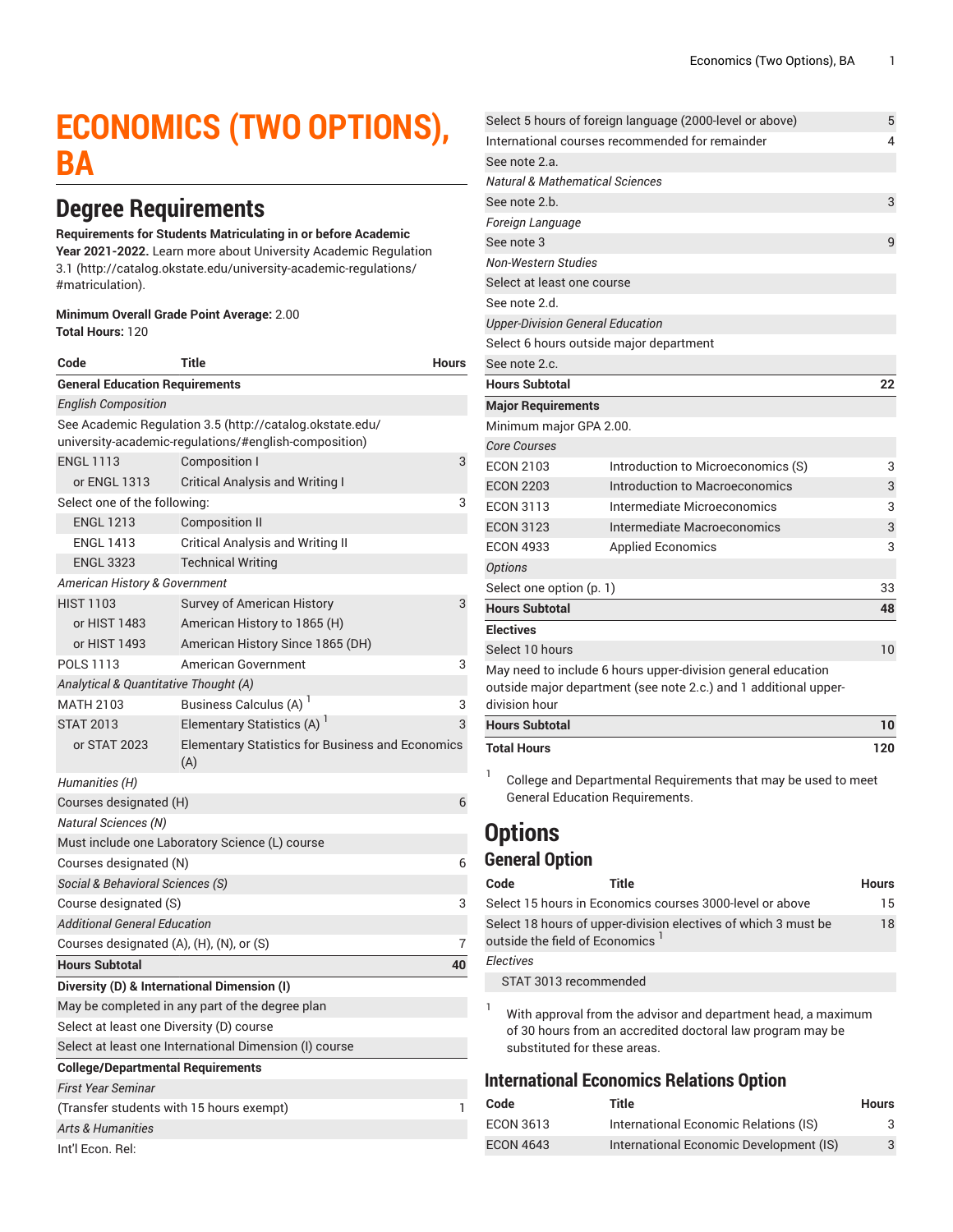# ECONOMICS (TWO OPTIONS), BA

## Degree Requirements

**Requirements for Students Matriculating in or before Academic Year 2021-2022.** Learn more about University Academic Regulation 3.1 (http://catalog.okstate.edu/university-academic-regulations/#matriculation).

**Minimum Overall Grade Point Average:** 2.00
**Total Hours:** 120

| Code | Title | Hours |
|---|---|---|
| **General Education Requirements** | | |
| *English Composition* | | |
| See Academic Regulation 3.5 (http://catalog.okstate.edu/university-academic-regulations/#english-composition) | | |
| ENGL 1113 | Composition I | 3 |
| or ENGL 1313 | Critical Analysis and Writing I | |
| Select one of the following: | | 3 |
| ENGL 1213 | Composition II | |
| ENGL 1413 | Critical Analysis and Writing II | |
| ENGL 3323 | Technical Writing | |
| *American History & Government* | | |
| HIST 1103 | Survey of American History | 3 |
| or HIST 1483 | American History to 1865 (H) | |
| or HIST 1493 | American History Since 1865 (DH) | |
| POLS 1113 | American Government | 3 |
| *Analytical & Quantitative Thought (A)* | | |
| MATH 2103 | Business Calculus (A) [1] | 3 |
| STAT 2013 | Elementary Statistics (A) [1] | 3 |
| or STAT 2023 | Elementary Statistics for Business and Economics (A) | |
| *Humanities (H)* | | |
| Courses designated (H) | | 6 |
| *Natural Sciences (N)* | | |
| Must include one Laboratory Science (L) course | | |
| Courses designated (N) | | 6 |
| *Social & Behavioral Sciences (S)* | | |
| Course designated (S) | | 3 |
| *Additional General Education* | | |
| Courses designated (A), (H), (N), or (S) | | 7 |
| **Hours Subtotal** | | **40** |
| **Diversity (D) & International Dimension (I)** | | |
| May be completed in any part of the degree plan | | |
| Select at least one Diversity (D) course | | |
| Select at least one International Dimension (I) course | | |
| **College/Departmental Requirements** | | |
| *First Year Seminar* | | |
| (Transfer students with 15 hours exempt) | | 1 |
| *Arts & Humanities* | | |
| Int'l Econ. Rel: | | |
| Select 5 hours of foreign language (2000-level or above) | | 5 |
| International courses recommended for remainder | | 4 |
| See note 2.a. | | |
| *Natural & Mathematical Sciences* | | |
| See note 2.b. | | 3 |
| *Foreign Language* | | |
| See note 3 | | 9 |
| *Non-Western Studies* | | |
| Select at least one course | | |
| See note 2.d. | | |
| *Upper-Division General Education* | | |
| Select 6 hours outside major department | | |
| See note 2.c. | | |
| **Hours Subtotal** | | **22** |
| **Major Requirements** | | |
| Minimum major GPA 2.00. | | |
| *Core Courses* | | |
| ECON 2103 | Introduction to Microeconomics (S) | 3 |
| ECON 2203 | Introduction to Macroeconomics | 3 |
| ECON 3113 | Intermediate Microeconomics | 3 |
| ECON 3123 | Intermediate Macroeconomics | 3 |
| ECON 4933 | Applied Economics | 3 |
| *Options* | | |
| Select one option (p. 1) | | 33 |
| **Hours Subtotal** | | **48** |
| **Electives** | | |
| Select 10 hours | | 10 |
| May need to include 6 hours upper-division general education outside major department (see note 2.c.) and 1 additional upper-division hour | | |
| **Hours Subtotal** | | **10** |
| **Total Hours** | | **120** |

1. College and Departmental Requirements that may be used to meet General Education Requirements.

# Options

## General Option

| Code | Title | Hours |
|---|---|---|
| Select 15 hours in Economics courses 3000-level or above | | 15 |
| Select 18 hours of upper-division electives of which 3 must be outside the field of Economics [1] | | 18 |
| *Electives* | | |
| STAT 3013 recommended | | |

1. With approval from the advisor and department head, a maximum of 30 hours from an accredited doctoral law program may be substituted for these areas.

## International Economics Relations Option

| Code | Title | Hours |
|---|---|---|
| ECON 3613 | International Economic Relations (IS) | 3 |
| ECON 4643 | International Economic Development (IS) | 3 |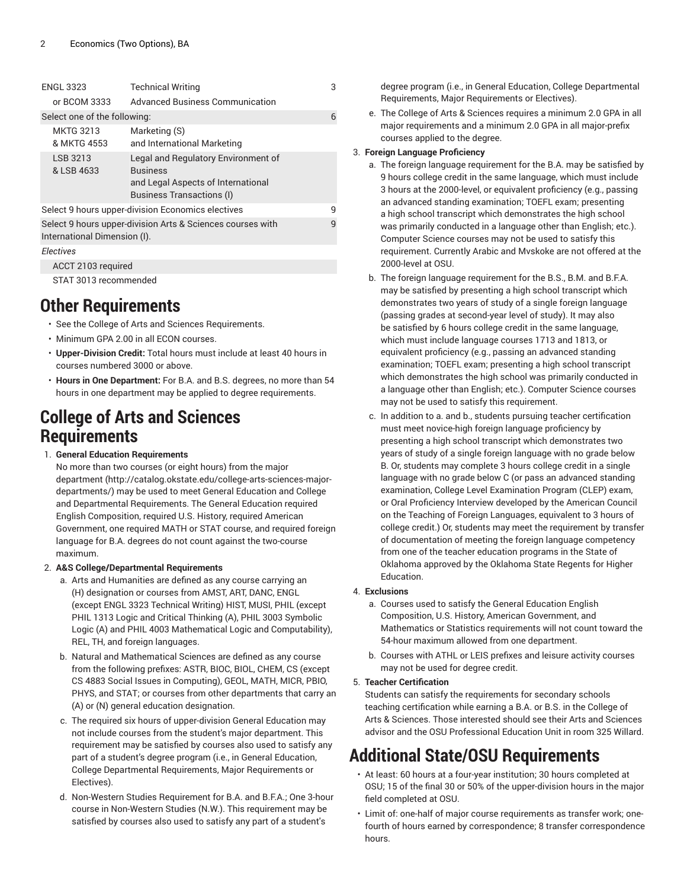| | | |
|---|---|---|
| ENGL 3323 | Technical Writing | 3 |
| or BCOM 3333 | Advanced Business Communication | |
| Select one of the following: | | 6 |
| MKTG 3213 & MKTG 4553 | Marketing (S) and International Marketing | |
| LSB 3213 & LSB 4633 | Legal and Regulatory Environment of Business and Legal Aspects of International Business Transactions (I) | |
| Select 9 hours upper-division Economics electives | | 9 |
| Select 9 hours upper-division Arts & Sciences courses with International Dimension (I). | | 9 |
| *Electives* | | |
| ACCT 2103 required | | |
| STAT 3013 recommended | | |

# Other Requirements

- See the College of Arts and Sciences Requirements.
- Minimum GPA 2.00 in all ECON courses.
- **Upper-Division Credit:** Total hours must include at least 40 hours in courses numbered 3000 or above.
- **Hours in One Department:** For B.A. and B.S. degrees, no more than 54 hours in one department may be applied to degree requirements.

# College of Arts and Sciences Requirements

1. **General Education Requirements**
   No more than two courses (or eight hours) from the major department (http://catalog.okstate.edu/college-arts-sciences-major-departments/) may be used to meet General Education and College and Departmental Requirements. The General Education required English Composition, required U.S. History, required American Government, one required MATH or STAT course, and required foreign language for B.A. degrees do not count against the two-course maximum.
2. **A&S College/Departmental Requirements**
   a. Arts and Humanities are defined as any course carrying an (H) designation or courses from AMST, ART, DANC, ENGL (except ENGL 3323 Technical Writing) HIST, MUSI, PHIL (except PHIL 1313 Logic and Critical Thinking (A), PHIL 3003 Symbolic Logic (A) and PHIL 4003 Mathematical Logic and Computability), REL, TH, and foreign languages.
   b. Natural and Mathematical Sciences are defined as any course from the following prefixes: ASTR, BIOC, BIOL, CHEM, CS (except CS 4883 Social Issues in Computing), GEOL, MATH, MICR, PBIO, PHYS, and STAT; or courses from other departments that carry an (A) or (N) general education designation.
   c. The required six hours of upper-division General Education may not include courses from the student's major department. This requirement may be satisfied by courses also used to satisfy any part of a student's degree program (i.e., in General Education, College Departmental Requirements, Major Requirements or Electives).
   d. Non-Western Studies Requirement for B.A. and B.F.A.; One 3-hour course in Non-Western Studies (N.W.). This requirement may be satisfied by courses also used to satisfy any part of a student's degree program (i.e., in General Education, College Departmental Requirements, Major Requirements or Electives).
   e. The College of Arts & Sciences requires a minimum 2.0 GPA in all major requirements and a minimum 2.0 GPA in all major-prefix courses applied to the degree.
3. **Foreign Language Proficiency**
   a. The foreign language requirement for the B.A. may be satisfied by 9 hours college credit in the same language, which must include 3 hours at the 2000-level, or equivalent proficiency (e.g., passing an advanced standing examination; TOEFL exam; presenting a high school transcript which demonstrates the high school was primarily conducted in a language other than English; etc.). Computer Science courses may not be used to satisfy this requirement. Currently Arabic and Mvskoke are not offered at the 2000-level at OSU.
   b. The foreign language requirement for the B.S., B.M. and B.F.A. may be satisfied by presenting a high school transcript which demonstrates two years of study of a single foreign language (passing grades at second-year level of study). It may also be satisfied by 6 hours college credit in the same language, which must include language courses 1713 and 1813, or equivalent proficiency (e.g., passing an advanced standing examination; TOEFL exam; presenting a high school transcript which demonstrates the high school was primarily conducted in a language other than English; etc.). Computer Science courses may not be used to satisfy this requirement.
   c. In addition to a. and b., students pursuing teacher certification must meet novice-high foreign language proficiency by presenting a high school transcript which demonstrates two years of study of a single foreign language with no grade below B. Or, students may complete 3 hours college credit in a single language with no grade below C (or pass an advanced standing examination, College Level Examination Program (CLEP) exam, or Oral Proficiency Interview developed by the American Council on the Teaching of Foreign Languages, equivalent to 3 hours of college credit.) Or, students may meet the requirement by transfer of documentation of meeting the foreign language competency from one of the teacher education programs in the State of Oklahoma approved by the Oklahoma State Regents for Higher Education.
4. **Exclusions**
   a. Courses used to satisfy the General Education English Composition, U.S. History, American Government, and Mathematics or Statistics requirements will not count toward the 54-hour maximum allowed from one department.
   b. Courses with ATHL or LEIS prefixes and leisure activity courses may not be used for degree credit.
5. **Teacher Certification**
   Students can satisfy the requirements for secondary schools teaching certification while earning a B.A. or B.S. in the College of Arts & Sciences. Those interested should see their Arts and Sciences advisor and the OSU Professional Education Unit in room 325 Willard.

# Additional State/OSU Requirements

- At least: 60 hours at a four-year institution; 30 hours completed at OSU; 15 of the final 30 or 50% of the upper-division hours in the major field completed at OSU.
- Limit of: one-half of major course requirements as transfer work; one-fourth of hours earned by correspondence; 8 transfer correspondence hours.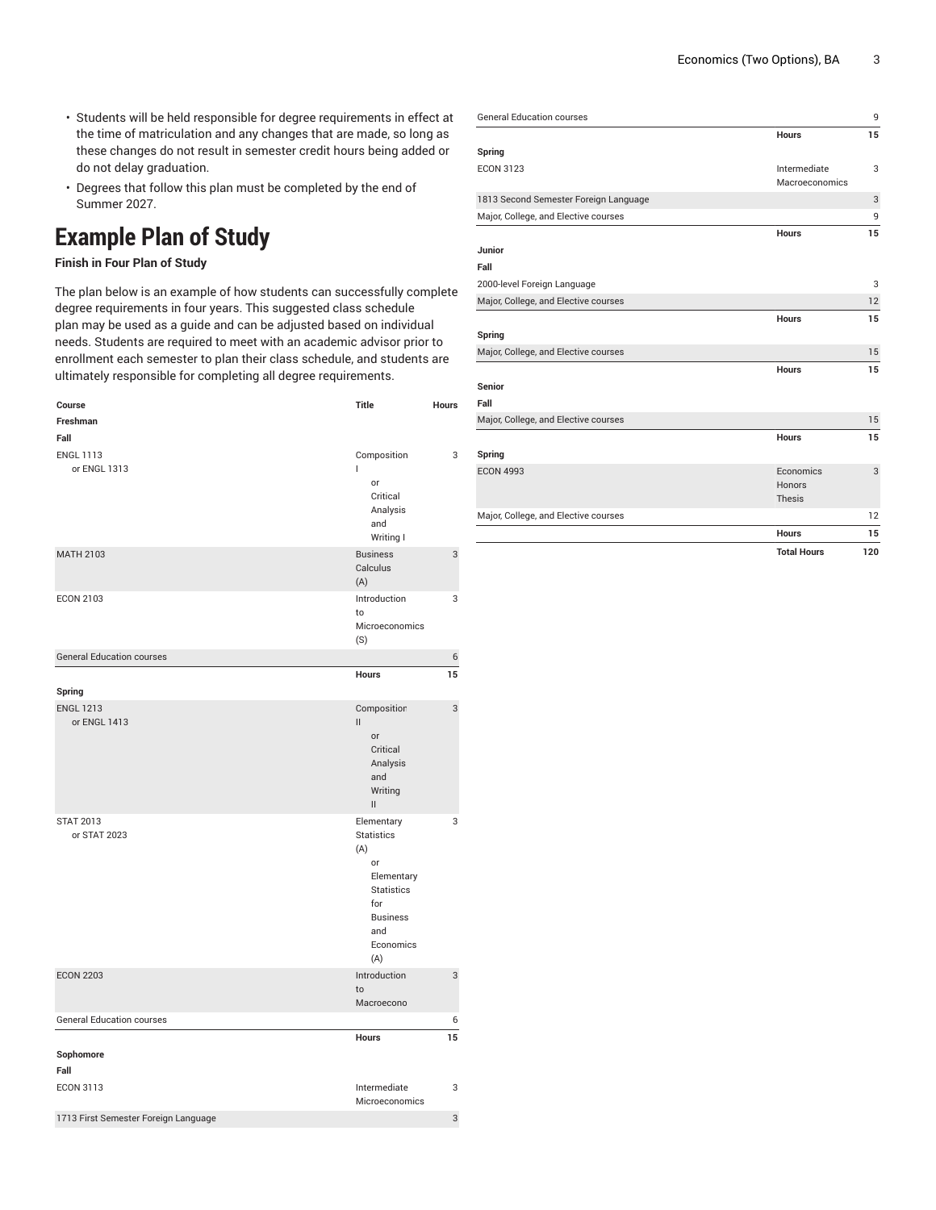- Students will be held responsible for degree requirements in effect at the time of matriculation and any changes that are made, so long as these changes do not result in semester credit hours being added or do not delay graduation.
- Degrees that follow this plan must be completed by the end of Summer 2027.

# Example Plan of Study

**Finish in Four Plan of Study**

The plan below is an example of how students can successfully complete degree requirements in four years. This suggested class schedule plan may be used as a guide and can be adjusted based on individual needs. Students are required to meet with an academic advisor prior to enrollment each semester to plan their class schedule, and students are ultimately responsible for completing all degree requirements.

| Course | Title | Hours |
|---|---|---|
| **Freshman** | | |
| **Fall** | | |
| ENGL 1113 or ENGL 1313 | Composition I or Critical Analysis and Writing I | 3 |
| MATH 2103 | Business Calculus (A) | 3 |
| ECON 2103 | Introduction to Microeconomics (S) | 3 |
| General Education courses | | 6 |
| | **Hours** | **15** |
| **Spring** | | |
| ENGL 1213 or ENGL 1413 | Composition II or Critical Analysis and Writing II | 3 |
| STAT 2013 or STAT 2023 | Elementary Statistics (A) or Elementary Statistics for Business and Economics (A) | 3 |
| ECON 2203 | Introduction to Macroecono | 3 |
| General Education courses | | 6 |
| | **Hours** | **15** |
| **Sophomore** | | |
| **Fall** | | |
| ECON 3113 | Intermediate Microeconomics | 3 |
| 1713 First Semester Foreign Language | | 3 |
| General Education courses | | 9 |
| | **Hours** | **15** |
| **Spring** | | |
| ECON 3123 | Intermediate Macroeconomics | 3 |
| 1813 Second Semester Foreign Language | | 3 |
| Major, College, and Elective courses | | 9 |
| | **Hours** | **15** |
| **Junior** | | |
| **Fall** | | |
| 2000-level Foreign Language | | 3 |
| Major, College, and Elective courses | | 12 |
| | **Hours** | **15** |
| **Spring** | | |
| Major, College, and Elective courses | | 15 |
| | **Hours** | **15** |
| **Senior** | | |
| **Fall** | | |
| Major, College, and Elective courses | | 15 |
| | **Hours** | **15** |
| **Spring** | | |
| ECON 4993 | Economics Honors Thesis | 3 |
| Major, College, and Elective courses | | 12 |
| | **Hours** | **15** |
| | **Total Hours** | **120** |